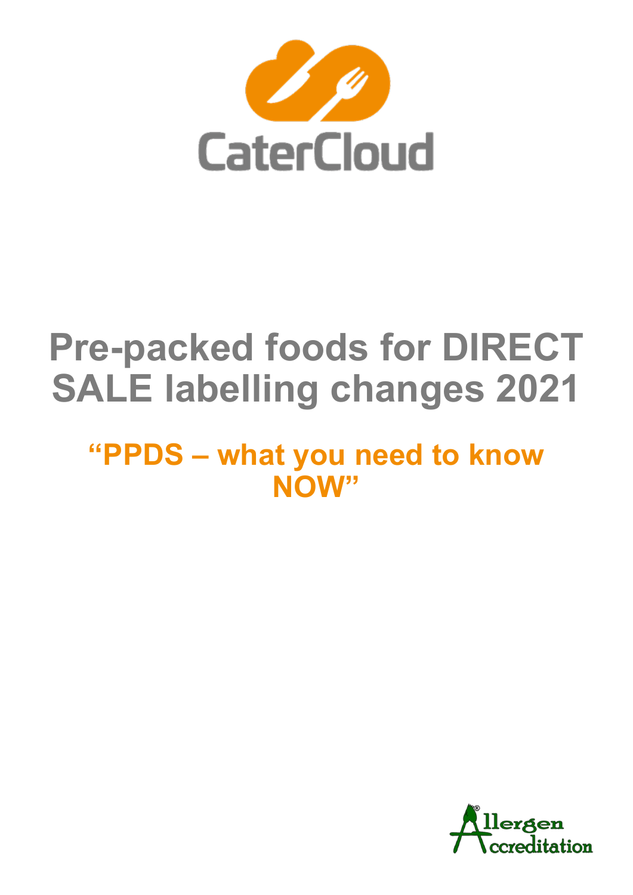CaterCloud

# Pre-packed foods for DIRECT SALE labelling changes 2021

## "PPDS – what you need to know NOW"

Allergen Accreditation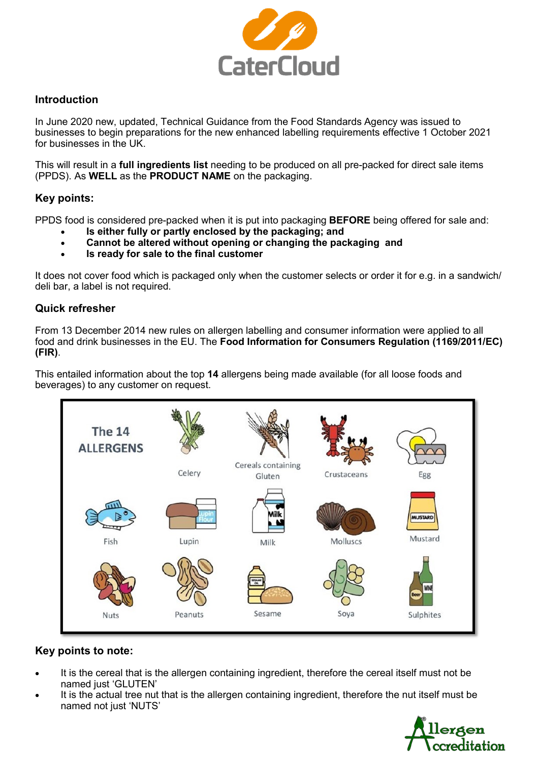## Introduction

In June 2020 new, updated, Technical Guidance from the Food Standards Agency was issued to businesses to begin preparations for the new enhanced labelling requirements effective 1 October 2021 for businesses in the UK.

This will result in a **full ingredients list** needing to be produced on all pre-packed for direct sale items (PPDS). As **WELL** as the **PRODUCT NAME** on the packaging.

## Key points:

PPDS food is considered pre-packed when it is put into packaging **BEFORE** being offered for sale and:

- **Is either fully or partly enclosed by the packaging; and**
- **Cannot be altered without opening or changing the packaging and**
- **Is ready for sale to the final customer**

It does not cover food which is packaged only when the customer selects or order it for e.g. in a sandwich/ deli bar, a label is not required.

## Quick refresher

From 13 December 2014 new rules on allergen labelling and consumer information were applied to all food and drink businesses in the EU. The **Food Information for Consumers Regulation (1169/2011/EC) (FIR)**.

This entailed information about the top **14** allergens being made available (for all loose foods and beverages) to any customer on request.

The 14 ALLERGENS

| | | | | |
|---|---|---|---|---|
| The 14 ALLERGENS | Celery | Cereals containing Gluten | Crustaceans | Egg |
| Fish | Lupin | Milk | Molluscs | Mustard |
| Nuts | Peanuts | Sesame | Soya | Sulphites |

## Key points to note:

- It is the cereal that is the allergen containing ingredient, therefore the cereal itself must not be named just 'GLUTEN'
- It is the actual tree nut that is the allergen containing ingredient, therefore the nut itself must be named not just 'NUTS'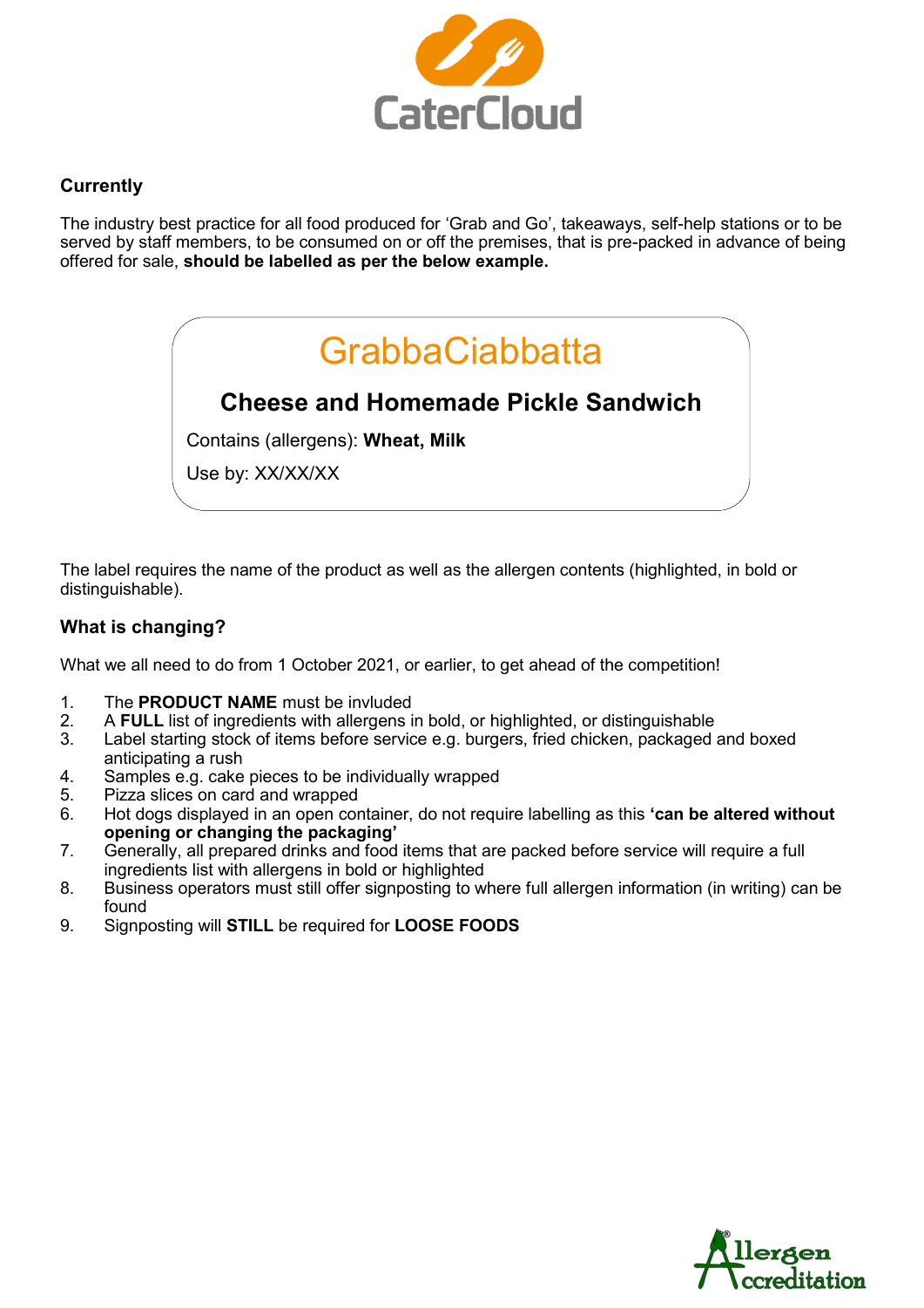CaterCloud

## Currently

The industry best practice for all food produced for 'Grab and Go', takeaways, self-help stations or to be served by staff members, to be consumed on or off the premises, that is pre-packed in advance of being offered for sale, **should be labelled as per the below example.**

> GrabbaCiabbatta
>
> **Cheese and Homemade Pickle Sandwich**
>
> Contains (allergens): **Wheat, Milk**
>
> Use by: XX/XX/XX

The label requires the name of the product as well as the allergen contents (highlighted, in bold or distinguishable).

## What is changing?

What we all need to do from 1 October 2021, or earlier, to get ahead of the competition!

1. The **PRODUCT NAME** must be invluded
2. A **FULL** list of ingredients with allergens in bold, or highlighted, or distinguishable
3. Label starting stock of items before service e.g. burgers, fried chicken, packaged and boxed anticipating a rush
4. Samples e.g. cake pieces to be individually wrapped
5. Pizza slices on card and wrapped
6. Hot dogs displayed in an open container, do not require labelling as this **'can be altered without opening or changing the packaging'**
7. Generally, all prepared drinks and food items that are packed before service will require a full ingredients list with allergens in bold or highlighted
8. Business operators must still offer signposting to where full allergen information (in writing) can be found
9. Signposting will **STILL** be required for **LOOSE FOODS**

Allergen Accreditation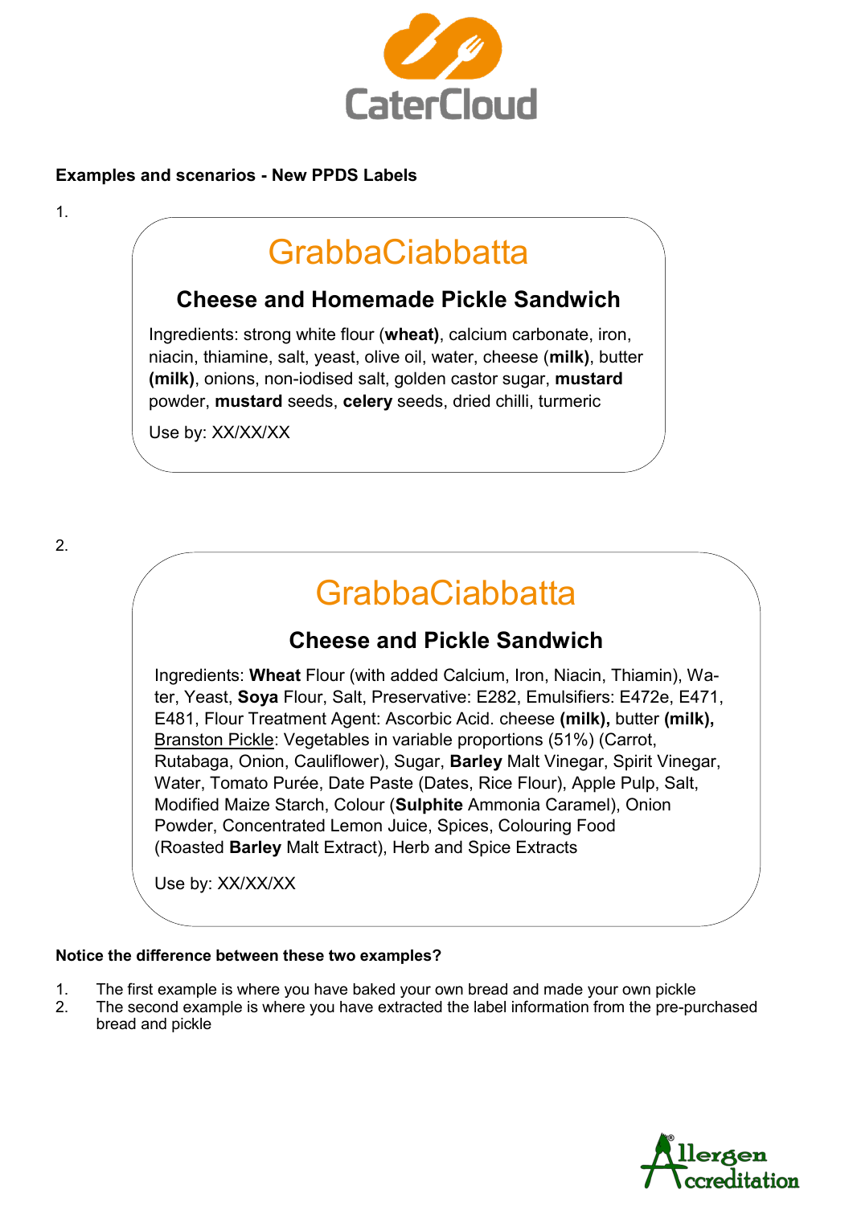**Examples and scenarios - New PPDS Labels**

1.

## GrabbaCiabbatta

### Cheese and Homemade Pickle Sandwich

Ingredients: strong white flour (**wheat)**, calcium carbonate, iron, niacin, thiamine, salt, yeast, olive oil, water, cheese (**milk)**, butter **(milk)**, onions, non-iodised salt, golden castor sugar, **mustard** powder, **mustard** seeds, **celery** seeds, dried chilli, turmeric

Use by: XX/XX/XX

2.

## GrabbaCiabbatta

### Cheese and Pickle Sandwich

Ingredients: **Wheat** Flour (with added Calcium, Iron, Niacin, Thiamin), Water, Yeast, **Soya** Flour, Salt, Preservative: E282, Emulsifiers: E472e, E471, E481, Flour Treatment Agent: Ascorbic Acid. cheese **(milk),** butter **(milk),** <u>Branston Pickle</u>: Vegetables in variable proportions (51%) (Carrot, Rutabaga, Onion, Cauliflower), Sugar, **Barley** Malt Vinegar, Spirit Vinegar, Water, Tomato Purée, Date Paste (Dates, Rice Flour), Apple Pulp, Salt, Modified Maize Starch, Colour (**Sulphite** Ammonia Caramel), Onion Powder, Concentrated Lemon Juice, Spices, Colouring Food (Roasted **Barley** Malt Extract), Herb and Spice Extracts

Use by: XX/XX/XX

**Notice the difference between these two examples?**

1. The first example is where you have baked your own bread and made your own pickle
2. The second example is where you have extracted the label information from the pre-purchased bread and pickle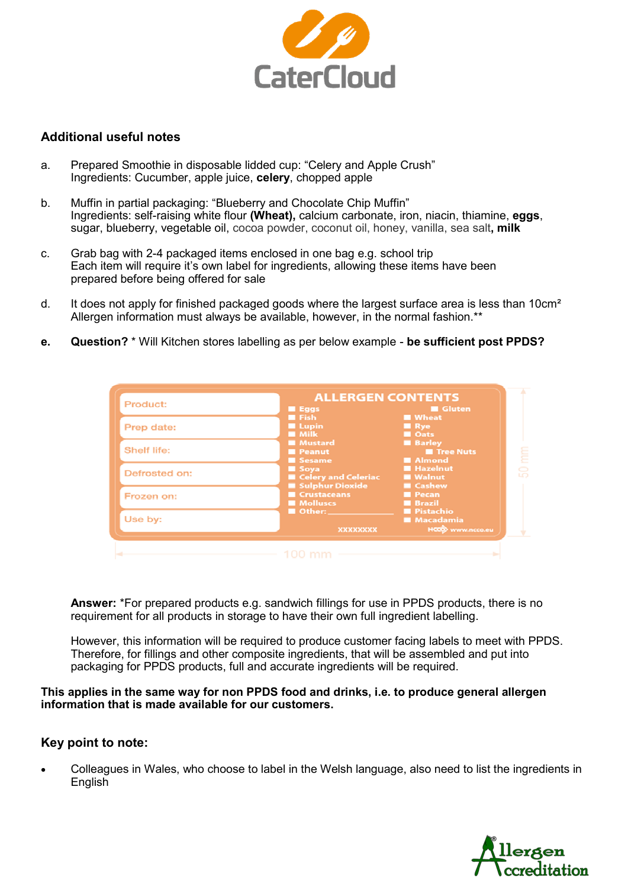## Additional useful notes

a. Prepared Smoothie in disposable lidded cup: "Celery and Apple Crush"
Ingredients: Cucumber, apple juice, **celery**, chopped apple

b. Muffin in partial packaging: "Blueberry and Chocolate Chip Muffin"
Ingredients: self-raising white flour **(Wheat),** calcium carbonate, iron, niacin, thiamine, **eggs**, sugar, blueberry, vegetable oil, cocoa powder, coconut oil, honey, vanilla, sea salt**, milk**

c. Grab bag with 2-4 packaged items enclosed in one bag e.g. school trip
Each item will require it's own label for ingredients, allowing these items have been prepared before being offered for sale

d. It does not apply for finished packaged goods where the largest surface area is less than 10cm²
Allergen information must always be available, however, in the normal fashion.**

**e. Question?** * Will Kitchen stores labelling as per below example - **be sufficient post PPDS?**

| Product: | ALLERGEN CONTENTS | |
|---|---|---|
| Prep date: | Eggs | Gluten |
| Shelf life: | Fish | Wheat |
| Defrosted on: | Lupin | Rye |
| Frozen on: | Milk | Oats |
| Use by: | Mustard | Barley |
| | Peanut | Tree Nuts |
| | Sesame | Almond |
| | Soya | Hazelnut |
| | Celery and Celeriac | Walnut |
| | Sulphur Dioxide | Cashew |
| | Crustaceans | Pecan |
| | Molluscs | Brazil |
| | Other: ________ | Pistachio |
| | | Macadamia |
| | XXXXXXXX | www.ncco.eu |

100 mm × 50 mm

**Answer:** *For prepared products e.g. sandwich fillings for use in PPDS products, there is no requirement for all products in storage to have their own full ingredient labelling.

However, this information will be required to produce customer facing labels to meet with PPDS. Therefore, for fillings and other composite ingredients, that will be assembled and put into packaging for PPDS products, full and accurate ingredients will be required.

**This applies in the same way for non PPDS food and drinks, i.e. to produce general allergen information that is made available for our customers.**

### Key point to note:

- Colleagues in Wales, who choose to label in the Welsh language, also need to list the ingredients in English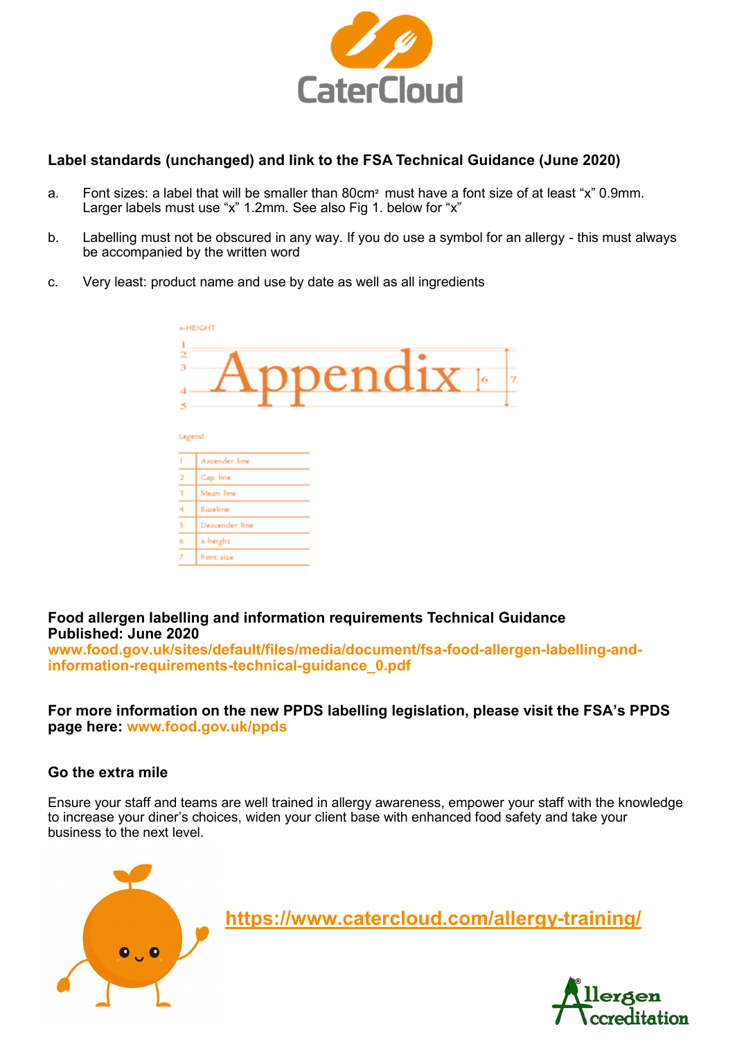CaterCloud

**Label standards (unchanged) and link to the FSA Technical Guidance (June 2020)**

a. Font sizes: a label that will be smaller than 80cm² must have a font size of at least “x” 0.9mm. Larger labels must use “x” 1.2mm. See also Fig 1. below for “x”

b. Labelling must not be obscured in any way. If you do use a symbol for an allergy - this must always be accompanied by the written word

c. Very least: product name and use by date as well as all ingredients

x-HEIGHT

Appendix

Legend

| | |
|---|---|
| 1 | Ascender line |
| 2 | Cap line |
| 3 | Mean line |
| 4 | Baseline |
| 5 | Descender line |
| 6 | x-height |
| 7 | Font size |

**Food allergen labelling and information requirements Technical Guidance**
**Published: June 2020**
**www.food.gov.uk/sites/default/files/media/document/fsa-food-allergen-labelling-and-information-requirements-technical-guidance_0.pdf**

**For more information on the new PPDS labelling legislation, please visit the FSA’s PPDS page here: www.food.gov.uk/ppds**

**Go the extra mile**

Ensure your staff and teams are well trained in allergy awareness, empower your staff with the knowledge to increase your diner’s choices, widen your client base with enhanced food safety and take your business to the next level.

**https://www.catercloud.com/allergy-training/**

Allergen Accreditation